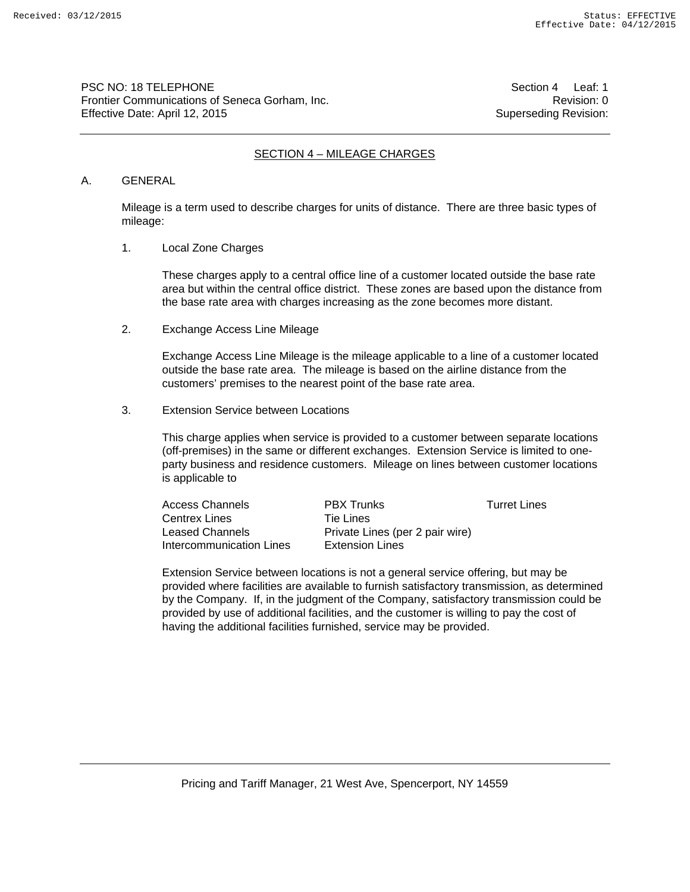PSC NO: 18 TELEPHONE
Frontier Communications of Seneca Gorham, Inc.
Effective Date: April 12, 2015

Section 4 Leaf: 1
Revision: 0
Superseding Revision:

## SECTION 4 – MILEAGE CHARGES

A. GENERAL

Mileage is a term used to describe charges for units of distance. There are three basic types of mileage:

1. Local Zone Charges

   These charges apply to a central office line of a customer located outside the base rate area but within the central office district. These zones are based upon the distance from the base rate area with charges increasing as the zone becomes more distant.

2. Exchange Access Line Mileage

   Exchange Access Line Mileage is the mileage applicable to a line of a customer located outside the base rate area. The mileage is based on the airline distance from the customers' premises to the nearest point of the base rate area.

3. Extension Service between Locations

   This charge applies when service is provided to a customer between separate locations (off-premises) in the same or different exchanges. Extension Service is limited to one-party business and residence customers. Mileage on lines between customer locations is applicable to

   | | | |
   |---|---|---|
   | Access Channels | PBX Trunks | Turret Lines |
   | Centrex Lines | Tie Lines | |
   | Leased Channels | Private Lines (per 2 pair wire) | |
   | Intercommunication Lines | Extension Lines | |

   Extension Service between locations is not a general service offering, but may be provided where facilities are available to furnish satisfactory transmission, as determined by the Company. If, in the judgment of the Company, satisfactory transmission could be provided by use of additional facilities, and the customer is willing to pay the cost of having the additional facilities furnished, service may be provided.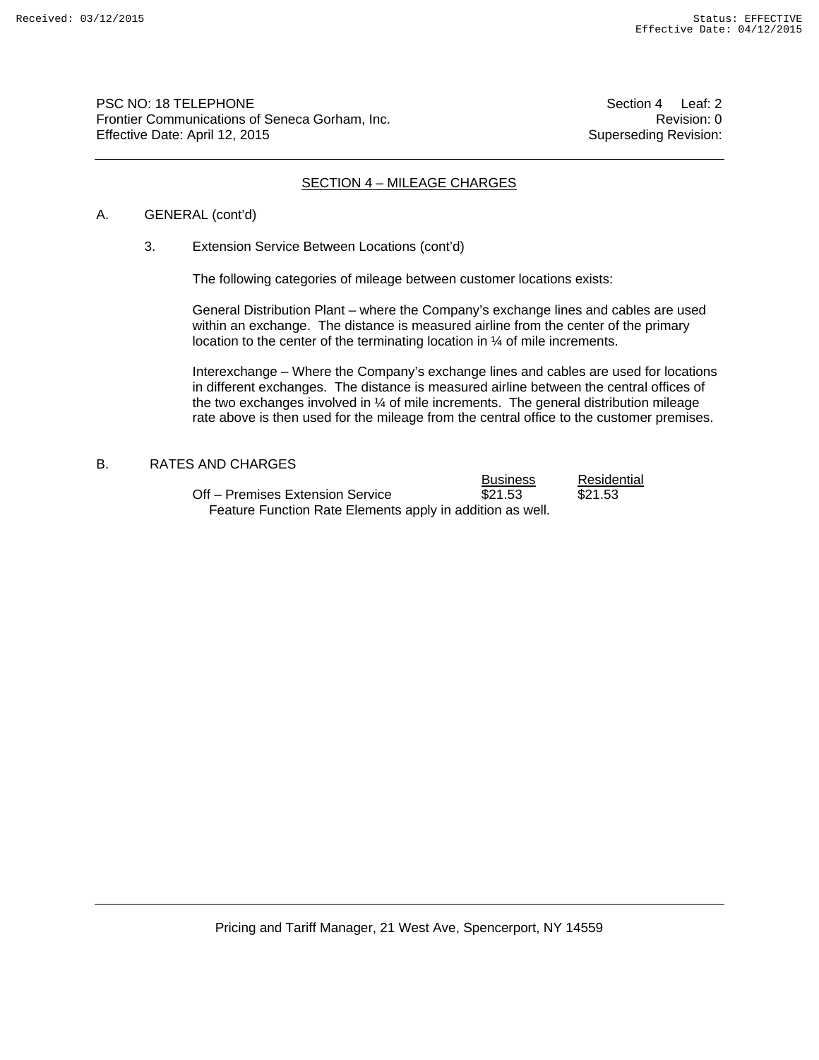PSC NO: 18 TELEPHONE  
Frontier Communications of Seneca Gorham, Inc.  
Effective Date: April 12, 2015

Section 4 Leaf: 2  
Revision: 0  
Superseding Revision:

## SECTION 4 – MILEAGE CHARGES

A. GENERAL (cont'd)

3. Extension Service Between Locations (cont'd)

The following categories of mileage between customer locations exists:

General Distribution Plant – where the Company's exchange lines and cables are used within an exchange. The distance is measured airline from the center of the primary location to the center of the terminating location in ¼ of mile increments.

Interexchange – Where the Company's exchange lines and cables are used for locations in different exchanges. The distance is measured airline between the central offices of the two exchanges involved in ¼ of mile increments. The general distribution mileage rate above is then used for the mileage from the central office to the customer premises.

B. RATES AND CHARGES

| | Business | Residential |
|---|---|---|
| Off – Premises Extension Service | $21.53 | $21.53 |

Feature Function Rate Elements apply in addition as well.

Pricing and Tariff Manager, 21 West Ave, Spencerport, NY 14559